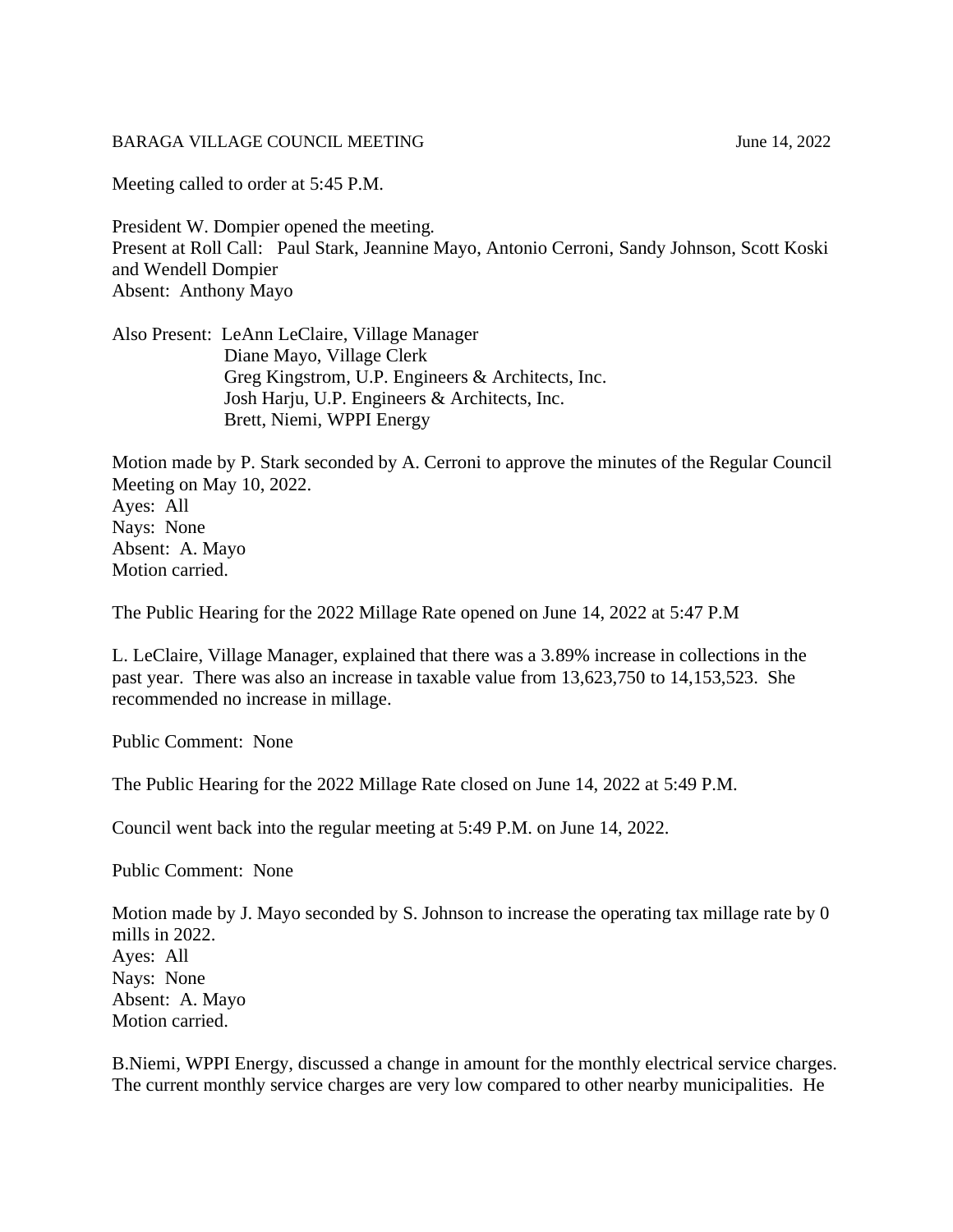BARAGA VILLAGE COUNCIL MEETING June 14, 2022

Meeting called to order at 5:45 P.M.

President W. Dompier opened the meeting.
Present at Roll Call: Paul Stark, Jeannine Mayo, Antonio Cerroni, Sandy Johnson, Scott Koski and Wendell Dompier
Absent: Anthony Mayo

Also Present: LeAnn LeClaire, Village Manager
Diane Mayo, Village Clerk
Greg Kingstrom, U.P. Engineers & Architects, Inc.
Josh Harju, U.P. Engineers & Architects, Inc.
Brett, Niemi, WPPI Energy

Motion made by P. Stark seconded by A. Cerroni to approve the minutes of the Regular Council Meeting on May 10, 2022.
Ayes: All
Nays: None
Absent: A. Mayo
Motion carried.

The Public Hearing for the 2022 Millage Rate opened on June 14, 2022 at 5:47 P.M

L. LeClaire, Village Manager, explained that there was a 3.89% increase in collections in the past year. There was also an increase in taxable value from 13,623,750 to 14,153,523. She recommended no increase in millage.

Public Comment: None

The Public Hearing for the 2022 Millage Rate closed on June 14, 2022 at 5:49 P.M.

Council went back into the regular meeting at 5:49 P.M. on June 14, 2022.

Public Comment: None

Motion made by J. Mayo seconded by S. Johnson to increase the operating tax millage rate by 0 mills in 2022.
Ayes: All
Nays: None
Absent: A. Mayo
Motion carried.

B.Niemi, WPPI Energy, discussed a change in amount for the monthly electrical service charges. The current monthly service charges are very low compared to other nearby municipalities. He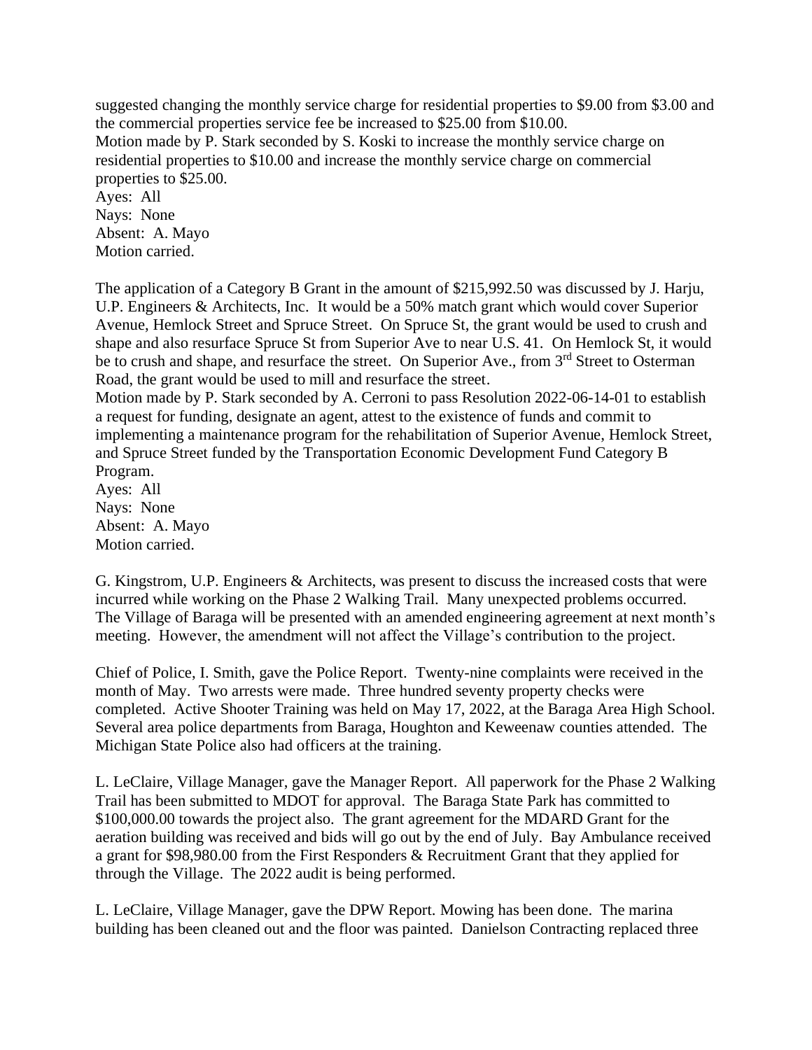suggested changing the monthly service charge for residential properties to $9.00 from $3.00 and the commercial properties service fee be increased to $25.00 from $10.00.
Motion made by P. Stark seconded by S. Koski to increase the monthly service charge on residential properties to $10.00 and increase the monthly service charge on commercial properties to $25.00.
Ayes: All
Nays: None
Absent: A. Mayo
Motion carried.

The application of a Category B Grant in the amount of $215,992.50 was discussed by J. Harju, U.P. Engineers & Architects, Inc. It would be a 50% match grant which would cover Superior Avenue, Hemlock Street and Spruce Street. On Spruce St, the grant would be used to crush and shape and also resurface Spruce St from Superior Ave to near U.S. 41. On Hemlock St, it would be to crush and shape, and resurface the street. On Superior Ave., from 3rd Street to Osterman Road, the grant would be used to mill and resurface the street.
Motion made by P. Stark seconded by A. Cerroni to pass Resolution 2022-06-14-01 to establish a request for funding, designate an agent, attest to the existence of funds and commit to implementing a maintenance program for the rehabilitation of Superior Avenue, Hemlock Street, and Spruce Street funded by the Transportation Economic Development Fund Category B Program.
Ayes: All
Nays: None
Absent: A. Mayo
Motion carried.

G. Kingstrom, U.P. Engineers & Architects, was present to discuss the increased costs that were incurred while working on the Phase 2 Walking Trail. Many unexpected problems occurred. The Village of Baraga will be presented with an amended engineering agreement at next month's meeting. However, the amendment will not affect the Village's contribution to the project.

Chief of Police, I. Smith, gave the Police Report. Twenty-nine complaints were received in the month of May. Two arrests were made. Three hundred seventy property checks were completed. Active Shooter Training was held on May 17, 2022, at the Baraga Area High School. Several area police departments from Baraga, Houghton and Keweenaw counties attended. The Michigan State Police also had officers at the training.

L. LeClaire, Village Manager, gave the Manager Report. All paperwork for the Phase 2 Walking Trail has been submitted to MDOT for approval. The Baraga State Park has committed to $100,000.00 towards the project also. The grant agreement for the MDARD Grant for the aeration building was received and bids will go out by the end of July. Bay Ambulance received a grant for $98,980.00 from the First Responders & Recruitment Grant that they applied for through the Village. The 2022 audit is being performed.

L. LeClaire, Village Manager, gave the DPW Report. Mowing has been done. The marina building has been cleaned out and the floor was painted. Danielson Contracting replaced three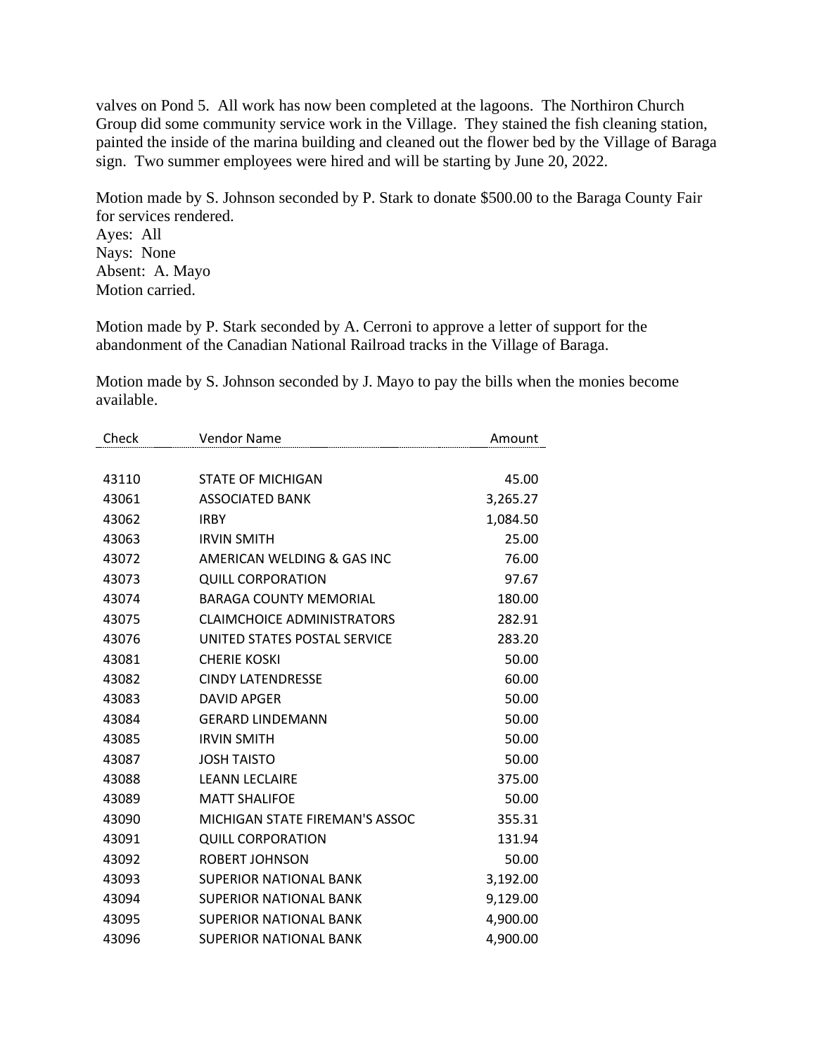valves on Pond 5. All work has now been completed at the lagoons. The Northiron Church Group did some community service work in the Village. They stained the fish cleaning station, painted the inside of the marina building and cleaned out the flower bed by the Village of Baraga sign. Two summer employees were hired and will be starting by June 20, 2022.

Motion made by S. Johnson seconded by P. Stark to donate $500.00 to the Baraga County Fair for services rendered.
Ayes: All
Nays: None
Absent: A. Mayo
Motion carried.

Motion made by P. Stark seconded by A. Cerroni to approve a letter of support for the abandonment of the Canadian National Railroad tracks in the Village of Baraga.

Motion made by S. Johnson seconded by J. Mayo to pay the bills when the monies become available.

| Check | Vendor Name | Amount |
|---|---|---|
| 43110 | STATE OF MICHIGAN | 45.00 |
| 43061 | ASSOCIATED BANK | 3,265.27 |
| 43062 | IRBY | 1,084.50 |
| 43063 | IRVIN SMITH | 25.00 |
| 43072 | AMERICAN WELDING & GAS INC | 76.00 |
| 43073 | QUILL CORPORATION | 97.67 |
| 43074 | BARAGA COUNTY MEMORIAL | 180.00 |
| 43075 | CLAIMCHOICE ADMINISTRATORS | 282.91 |
| 43076 | UNITED STATES POSTAL SERVICE | 283.20 |
| 43081 | CHERIE KOSKI | 50.00 |
| 43082 | CINDY LATENDRESSE | 60.00 |
| 43083 | DAVID APGER | 50.00 |
| 43084 | GERARD LINDEMANN | 50.00 |
| 43085 | IRVIN SMITH | 50.00 |
| 43087 | JOSH TAISTO | 50.00 |
| 43088 | LEANN LECLAIRE | 375.00 |
| 43089 | MATT SHALIFOE | 50.00 |
| 43090 | MICHIGAN STATE FIREMAN'S ASSOC | 355.31 |
| 43091 | QUILL CORPORATION | 131.94 |
| 43092 | ROBERT JOHNSON | 50.00 |
| 43093 | SUPERIOR NATIONAL BANK | 3,192.00 |
| 43094 | SUPERIOR NATIONAL BANK | 9,129.00 |
| 43095 | SUPERIOR NATIONAL BANK | 4,900.00 |
| 43096 | SUPERIOR NATIONAL BANK | 4,900.00 |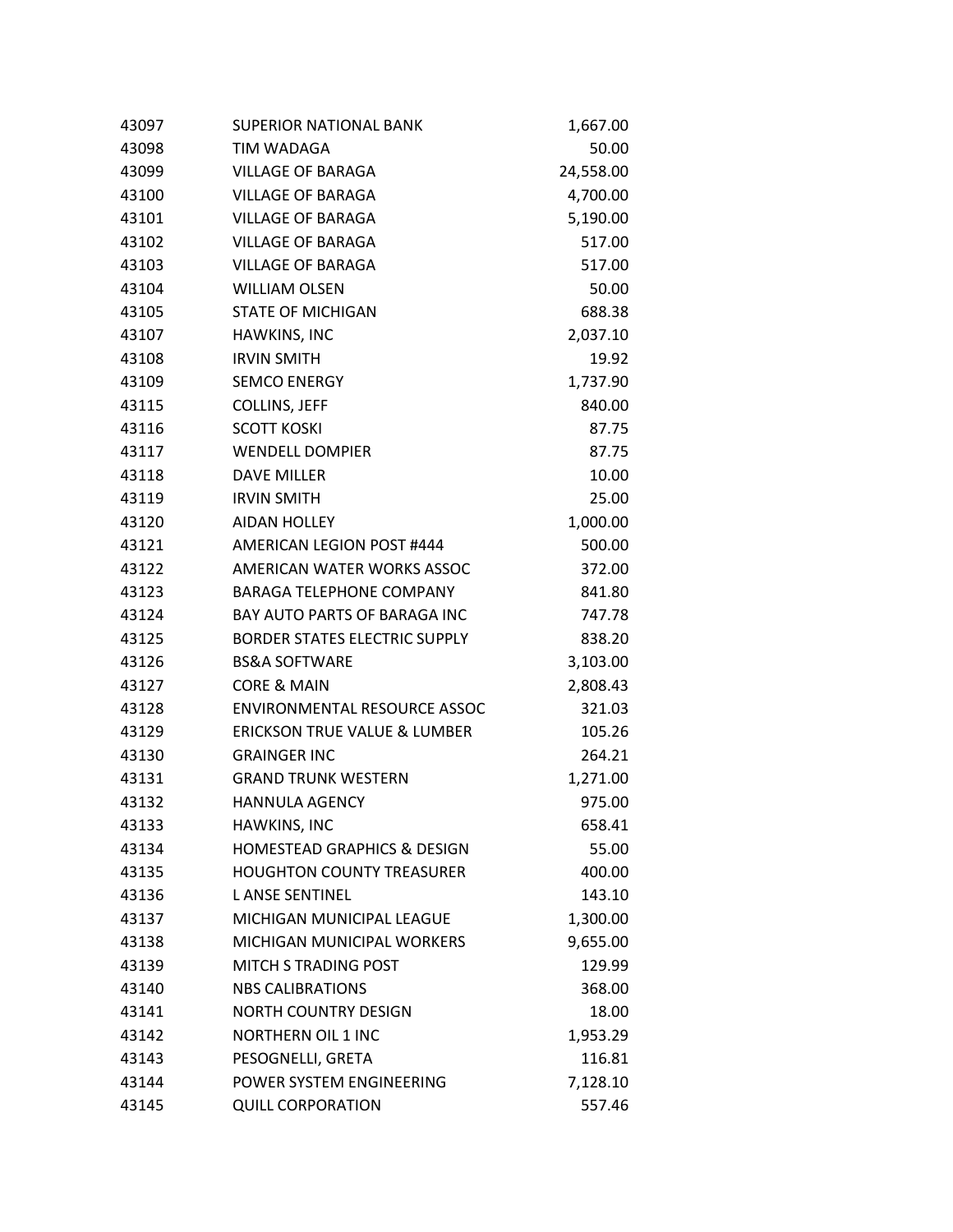| | | |
|---|---|---|
| 43097 | SUPERIOR NATIONAL BANK | 1,667.00 |
| 43098 | TIM WADAGA | 50.00 |
| 43099 | VILLAGE OF BARAGA | 24,558.00 |
| 43100 | VILLAGE OF BARAGA | 4,700.00 |
| 43101 | VILLAGE OF BARAGA | 5,190.00 |
| 43102 | VILLAGE OF BARAGA | 517.00 |
| 43103 | VILLAGE OF BARAGA | 517.00 |
| 43104 | WILLIAM OLSEN | 50.00 |
| 43105 | STATE OF MICHIGAN | 688.38 |
| 43107 | HAWKINS, INC | 2,037.10 |
| 43108 | IRVIN SMITH | 19.92 |
| 43109 | SEMCO ENERGY | 1,737.90 |
| 43115 | COLLINS, JEFF | 840.00 |
| 43116 | SCOTT KOSKI | 87.75 |
| 43117 | WENDELL DOMPIER | 87.75 |
| 43118 | DAVE MILLER | 10.00 |
| 43119 | IRVIN SMITH | 25.00 |
| 43120 | AIDAN HOLLEY | 1,000.00 |
| 43121 | AMERICAN LEGION POST #444 | 500.00 |
| 43122 | AMERICAN WATER WORKS ASSOC | 372.00 |
| 43123 | BARAGA TELEPHONE COMPANY | 841.80 |
| 43124 | BAY AUTO PARTS OF BARAGA INC | 747.78 |
| 43125 | BORDER STATES ELECTRIC SUPPLY | 838.20 |
| 43126 | BS&A SOFTWARE | 3,103.00 |
| 43127 | CORE & MAIN | 2,808.43 |
| 43128 | ENVIRONMENTAL RESOURCE ASSOC | 321.03 |
| 43129 | ERICKSON TRUE VALUE & LUMBER | 105.26 |
| 43130 | GRAINGER INC | 264.21 |
| 43131 | GRAND TRUNK WESTERN | 1,271.00 |
| 43132 | HANNULA AGENCY | 975.00 |
| 43133 | HAWKINS, INC | 658.41 |
| 43134 | HOMESTEAD GRAPHICS & DESIGN | 55.00 |
| 43135 | HOUGHTON COUNTY TREASURER | 400.00 |
| 43136 | L ANSE SENTINEL | 143.10 |
| 43137 | MICHIGAN MUNICIPAL LEAGUE | 1,300.00 |
| 43138 | MICHIGAN MUNICIPAL WORKERS | 9,655.00 |
| 43139 | MITCH S TRADING POST | 129.99 |
| 43140 | NBS CALIBRATIONS | 368.00 |
| 43141 | NORTH COUNTRY DESIGN | 18.00 |
| 43142 | NORTHERN OIL 1 INC | 1,953.29 |
| 43143 | PESOGNELLI, GRETA | 116.81 |
| 43144 | POWER SYSTEM ENGINEERING | 7,128.10 |
| 43145 | QUILL CORPORATION | 557.46 |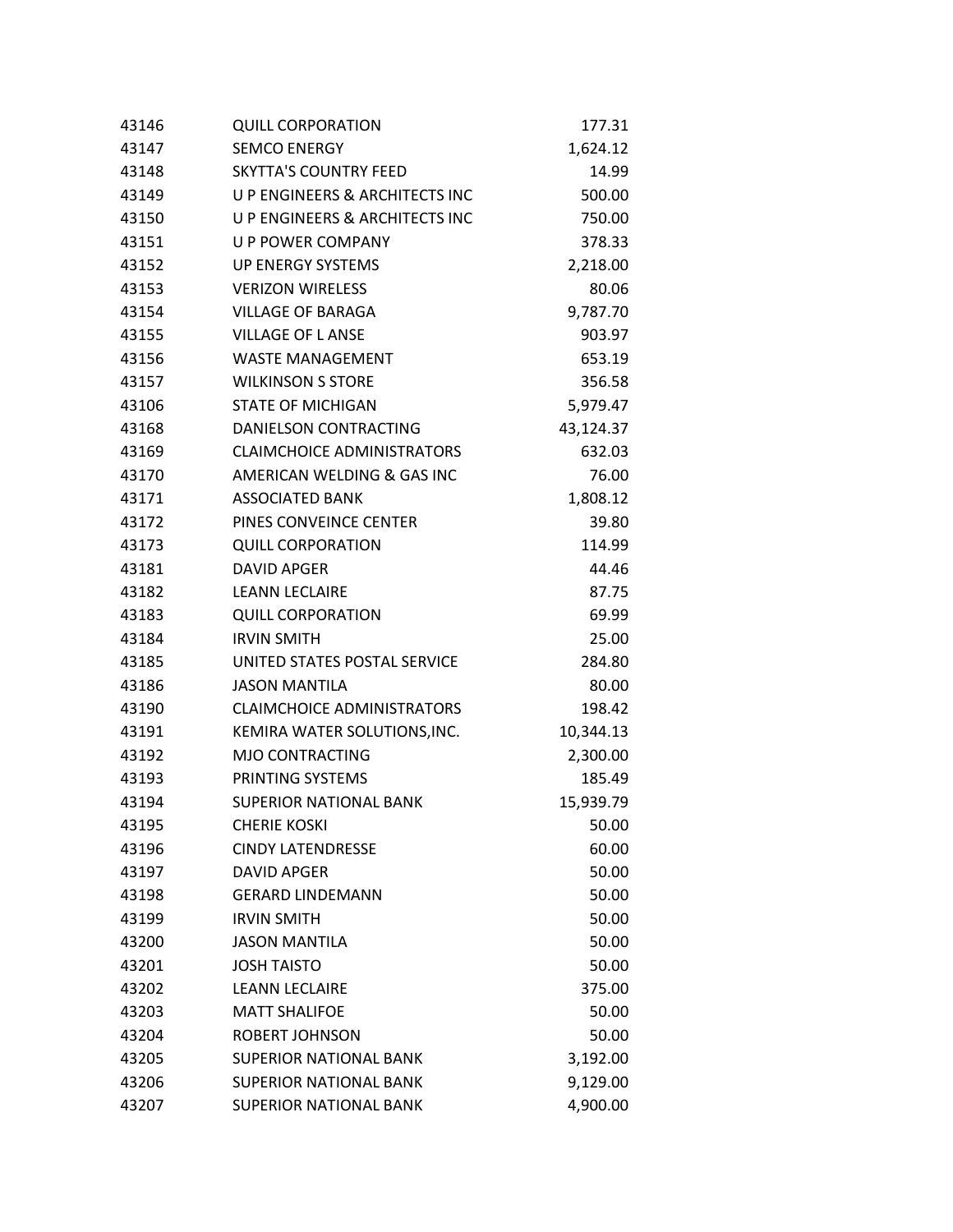| | | |
|---|---|---|
| 43146 | QUILL CORPORATION | 177.31 |
| 43147 | SEMCO ENERGY | 1,624.12 |
| 43148 | SKYTTA'S COUNTRY FEED | 14.99 |
| 43149 | U P ENGINEERS & ARCHITECTS INC | 500.00 |
| 43150 | U P ENGINEERS & ARCHITECTS INC | 750.00 |
| 43151 | U P POWER COMPANY | 378.33 |
| 43152 | UP ENERGY SYSTEMS | 2,218.00 |
| 43153 | VERIZON WIRELESS | 80.06 |
| 43154 | VILLAGE OF BARAGA | 9,787.70 |
| 43155 | VILLAGE OF L ANSE | 903.97 |
| 43156 | WASTE MANAGEMENT | 653.19 |
| 43157 | WILKINSON S STORE | 356.58 |
| 43106 | STATE OF MICHIGAN | 5,979.47 |
| 43168 | DANIELSON CONTRACTING | 43,124.37 |
| 43169 | CLAIMCHOICE ADMINISTRATORS | 632.03 |
| 43170 | AMERICAN WELDING & GAS INC | 76.00 |
| 43171 | ASSOCIATED BANK | 1,808.12 |
| 43172 | PINES CONVEINCE CENTER | 39.80 |
| 43173 | QUILL CORPORATION | 114.99 |
| 43181 | DAVID APGER | 44.46 |
| 43182 | LEANN LECLAIRE | 87.75 |
| 43183 | QUILL CORPORATION | 69.99 |
| 43184 | IRVIN SMITH | 25.00 |
| 43185 | UNITED STATES POSTAL SERVICE | 284.80 |
| 43186 | JASON MANTILA | 80.00 |
| 43190 | CLAIMCHOICE ADMINISTRATORS | 198.42 |
| 43191 | KEMIRA WATER SOLUTIONS,INC. | 10,344.13 |
| 43192 | MJO CONTRACTING | 2,300.00 |
| 43193 | PRINTING SYSTEMS | 185.49 |
| 43194 | SUPERIOR NATIONAL BANK | 15,939.79 |
| 43195 | CHERIE KOSKI | 50.00 |
| 43196 | CINDY LATENDRESSE | 60.00 |
| 43197 | DAVID APGER | 50.00 |
| 43198 | GERARD LINDEMANN | 50.00 |
| 43199 | IRVIN SMITH | 50.00 |
| 43200 | JASON MANTILA | 50.00 |
| 43201 | JOSH TAISTO | 50.00 |
| 43202 | LEANN LECLAIRE | 375.00 |
| 43203 | MATT SHALIFOE | 50.00 |
| 43204 | ROBERT JOHNSON | 50.00 |
| 43205 | SUPERIOR NATIONAL BANK | 3,192.00 |
| 43206 | SUPERIOR NATIONAL BANK | 9,129.00 |
| 43207 | SUPERIOR NATIONAL BANK | 4,900.00 |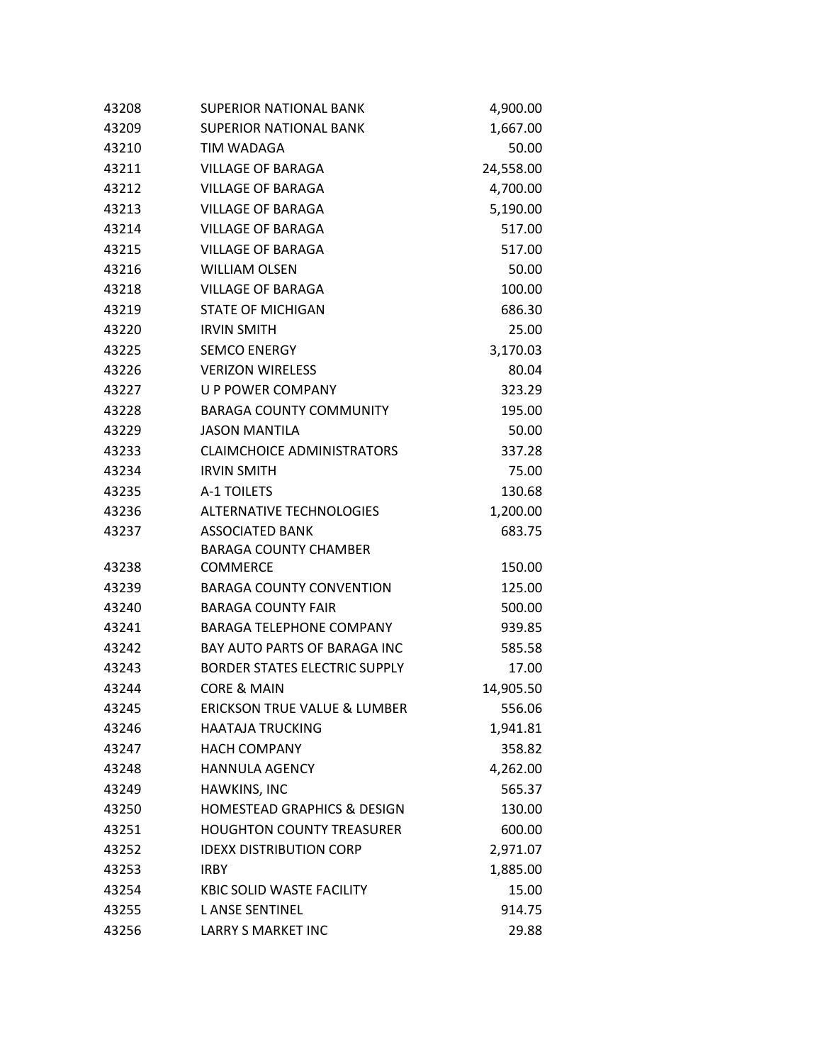| | | |
|---|---|---|
| 43208 | SUPERIOR NATIONAL BANK | 4,900.00 |
| 43209 | SUPERIOR NATIONAL BANK | 1,667.00 |
| 43210 | TIM WADAGA | 50.00 |
| 43211 | VILLAGE OF BARAGA | 24,558.00 |
| 43212 | VILLAGE OF BARAGA | 4,700.00 |
| 43213 | VILLAGE OF BARAGA | 5,190.00 |
| 43214 | VILLAGE OF BARAGA | 517.00 |
| 43215 | VILLAGE OF BARAGA | 517.00 |
| 43216 | WILLIAM OLSEN | 50.00 |
| 43218 | VILLAGE OF BARAGA | 100.00 |
| 43219 | STATE OF MICHIGAN | 686.30 |
| 43220 | IRVIN SMITH | 25.00 |
| 43225 | SEMCO ENERGY | 3,170.03 |
| 43226 | VERIZON WIRELESS | 80.04 |
| 43227 | U P POWER COMPANY | 323.29 |
| 43228 | BARAGA COUNTY COMMUNITY | 195.00 |
| 43229 | JASON MANTILA | 50.00 |
| 43233 | CLAIMCHOICE ADMINISTRATORS | 337.28 |
| 43234 | IRVIN SMITH | 75.00 |
| 43235 | A-1 TOILETS | 130.68 |
| 43236 | ALTERNATIVE TECHNOLOGIES | 1,200.00 |
| 43237 | ASSOCIATED BANK | 683.75 |
| 43238 | BARAGA COUNTY CHAMBER COMMERCE | 150.00 |
| 43239 | BARAGA COUNTY CONVENTION | 125.00 |
| 43240 | BARAGA COUNTY FAIR | 500.00 |
| 43241 | BARAGA TELEPHONE COMPANY | 939.85 |
| 43242 | BAY AUTO PARTS OF BARAGA INC | 585.58 |
| 43243 | BORDER STATES ELECTRIC SUPPLY | 17.00 |
| 43244 | CORE & MAIN | 14,905.50 |
| 43245 | ERICKSON TRUE VALUE & LUMBER | 556.06 |
| 43246 | HAATAJA TRUCKING | 1,941.81 |
| 43247 | HACH COMPANY | 358.82 |
| 43248 | HANNULA AGENCY | 4,262.00 |
| 43249 | HAWKINS, INC | 565.37 |
| 43250 | HOMESTEAD GRAPHICS & DESIGN | 130.00 |
| 43251 | HOUGHTON COUNTY TREASURER | 600.00 |
| 43252 | IDEXX DISTRIBUTION CORP | 2,971.07 |
| 43253 | IRBY | 1,885.00 |
| 43254 | KBIC SOLID WASTE FACILITY | 15.00 |
| 43255 | L ANSE SENTINEL | 914.75 |
| 43256 | LARRY S MARKET INC | 29.88 |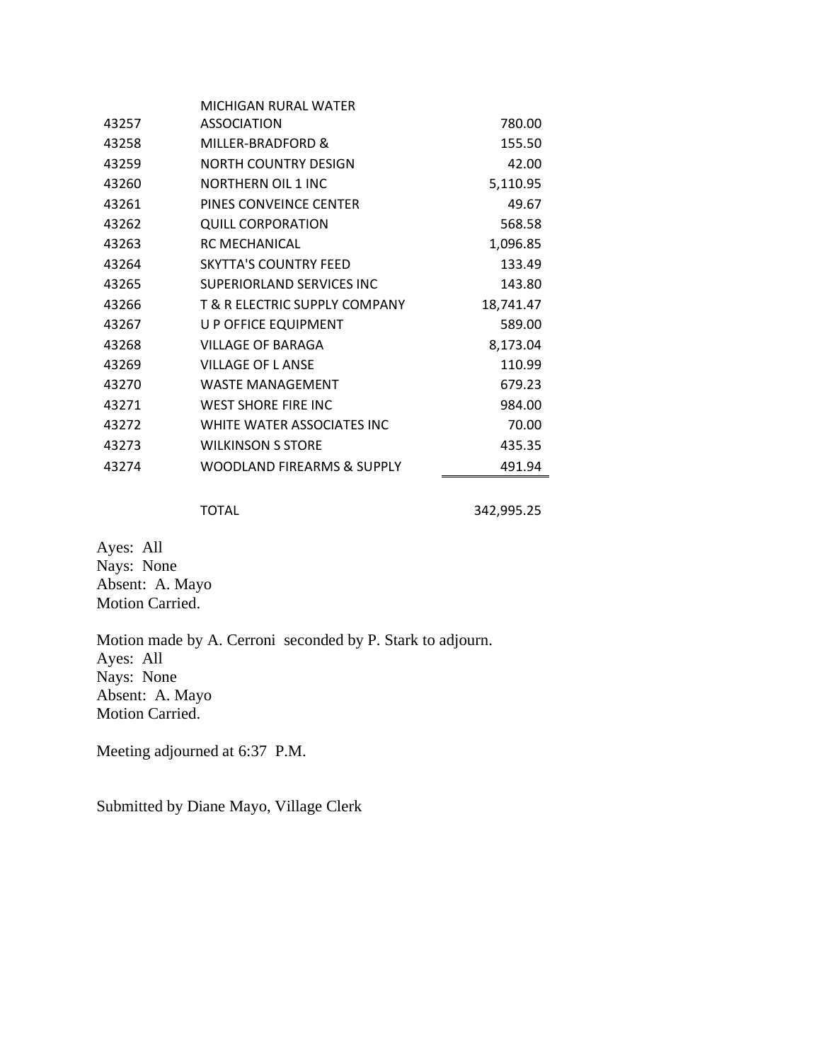| | | |
|---|---|---|
| 43257 | MICHIGAN RURAL WATER ASSOCIATION | 780.00 |
| 43258 | MILLER-BRADFORD & | 155.50 |
| 43259 | NORTH COUNTRY DESIGN | 42.00 |
| 43260 | NORTHERN OIL 1 INC | 5,110.95 |
| 43261 | PINES CONVEINCE CENTER | 49.67 |
| 43262 | QUILL CORPORATION | 568.58 |
| 43263 | RC MECHANICAL | 1,096.85 |
| 43264 | SKYTTA'S COUNTRY FEED | 133.49 |
| 43265 | SUPERIORLAND SERVICES INC | 143.80 |
| 43266 | T & R ELECTRIC SUPPLY COMPANY | 18,741.47 |
| 43267 | U P OFFICE EQUIPMENT | 589.00 |
| 43268 | VILLAGE OF BARAGA | 8,173.04 |
| 43269 | VILLAGE OF L ANSE | 110.99 |
| 43270 | WASTE MANAGEMENT | 679.23 |
| 43271 | WEST SHORE FIRE INC | 984.00 |
| 43272 | WHITE WATER ASSOCIATES INC | 70.00 |
| 43273 | WILKINSON S STORE | 435.35 |
| 43274 | WOODLAND FIREARMS & SUPPLY | 491.94 |
| | TOTAL | 342,995.25 |

Ayes: All
Nays: None
Absent: A. Mayo
Motion Carried.

Motion made by A. Cerroni seconded by P. Stark to adjourn.
Ayes: All
Nays: None
Absent: A. Mayo
Motion Carried.

Meeting adjourned at 6:37 P.M.

Submitted by Diane Mayo, Village Clerk